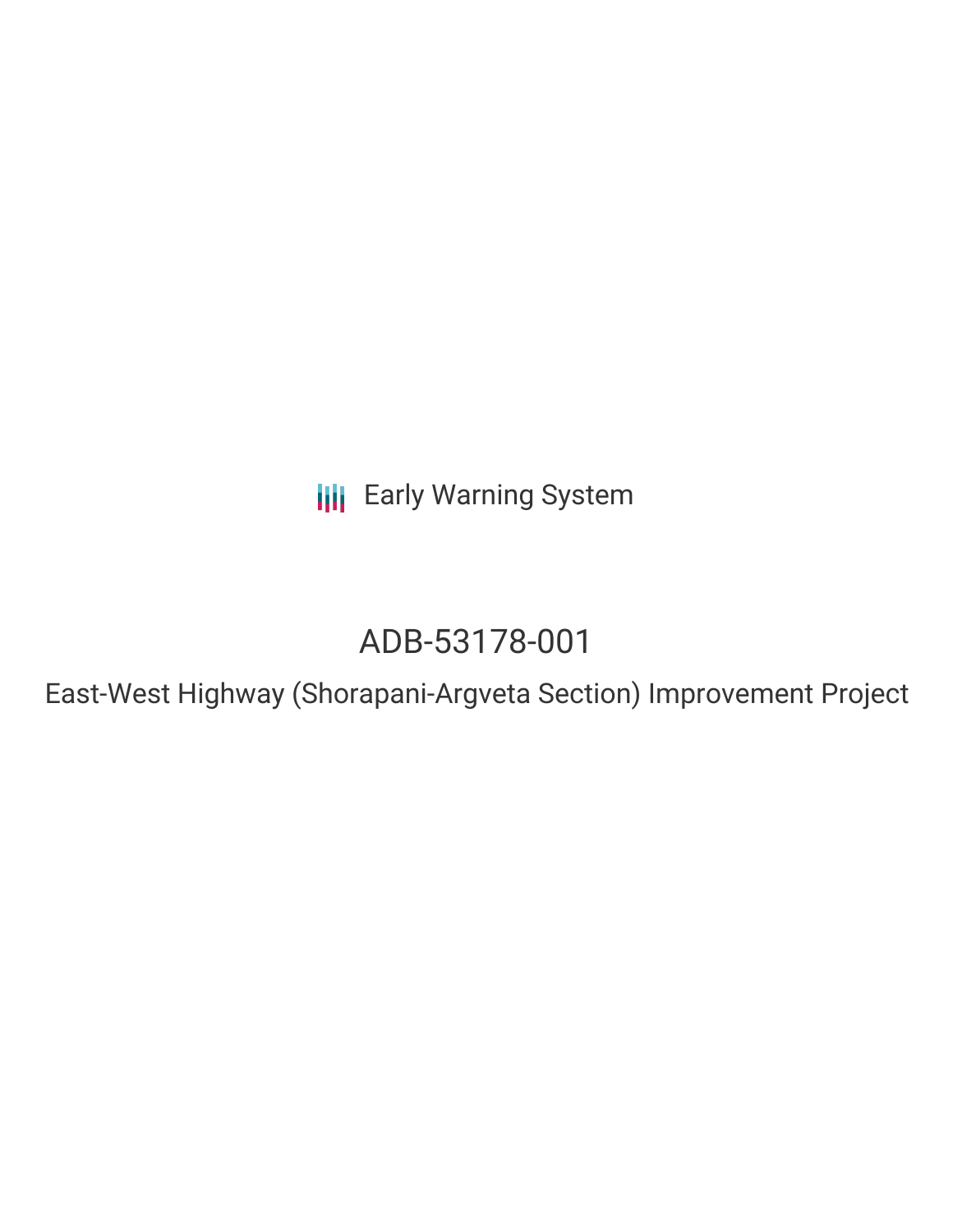Early Warning System

# ADB-53178-001

## East-West Highway (Shorapani-Argveta Section) Improvement Project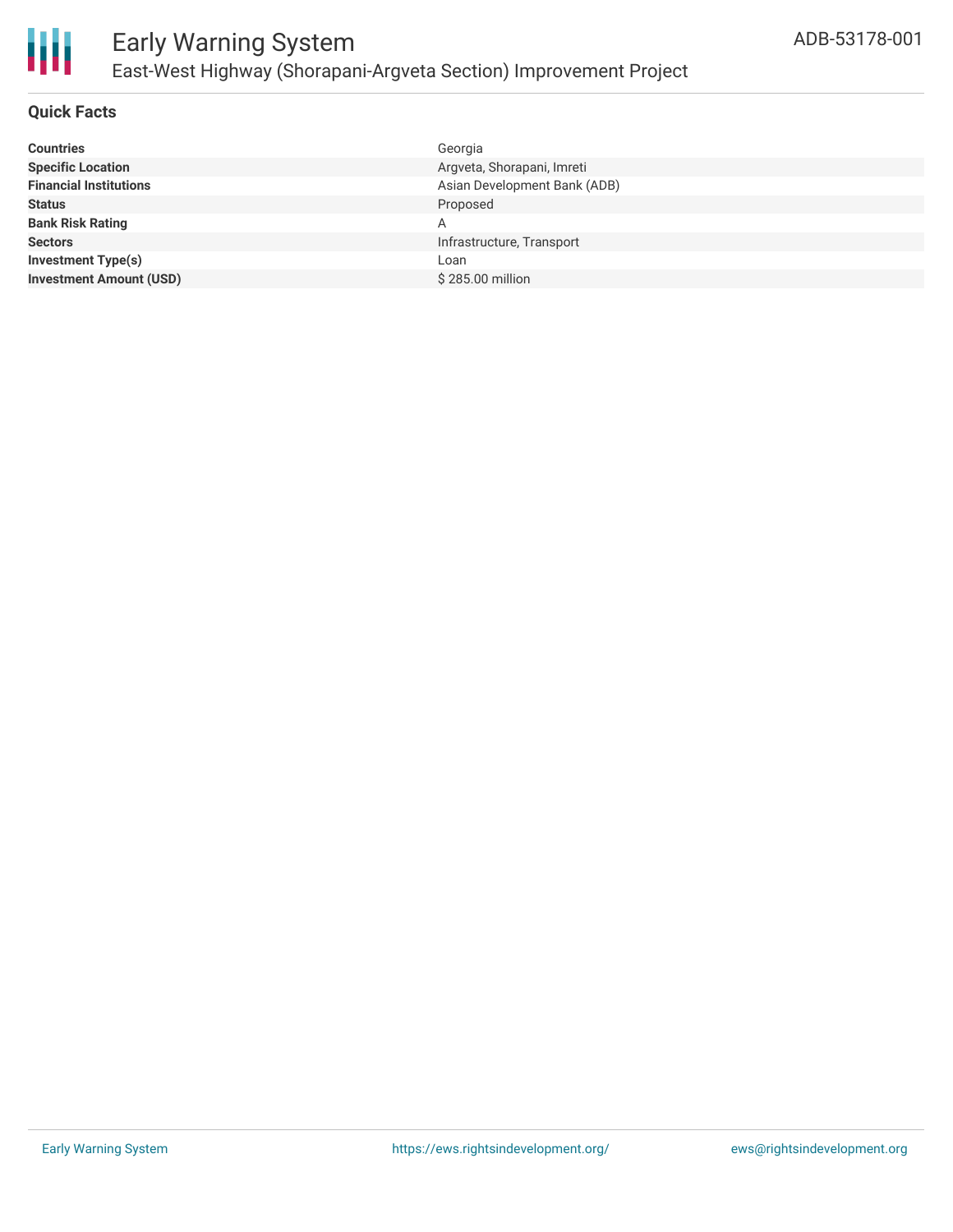## Quick Facts

| | |
|---|---|
| **Countries** | Georgia |
| **Specific Location** | Argveta, Shorapani, Imreti |
| **Financial Institutions** | Asian Development Bank (ADB) |
| **Status** | Proposed |
| **Bank Risk Rating** | A |
| **Sectors** | Infrastructure, Transport |
| **Investment Type(s)** | Loan |
| **Investment Amount (USD)** | $ 285.00 million |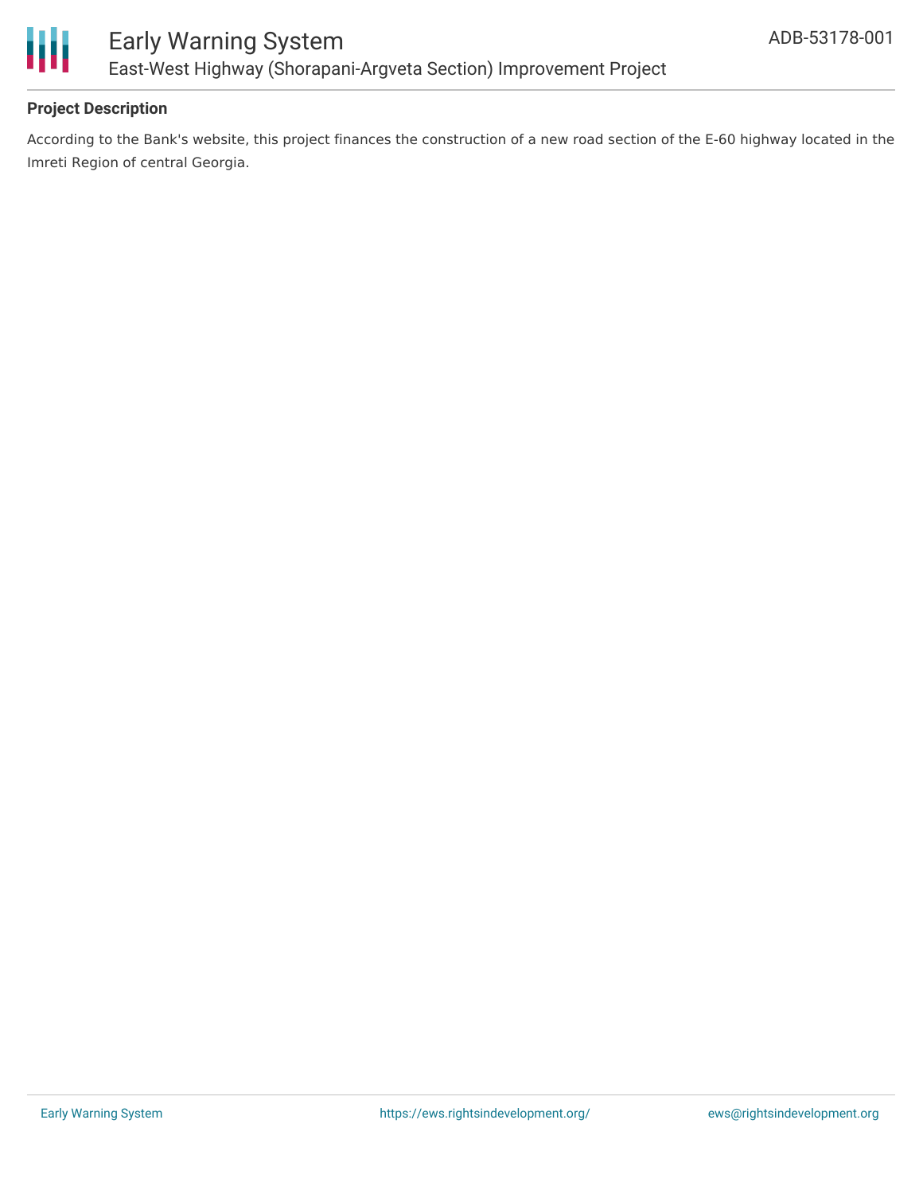**Project Description**

According to the Bank's website, this project finances the construction of a new road section of the E-60 highway located in the Imreti Region of central Georgia.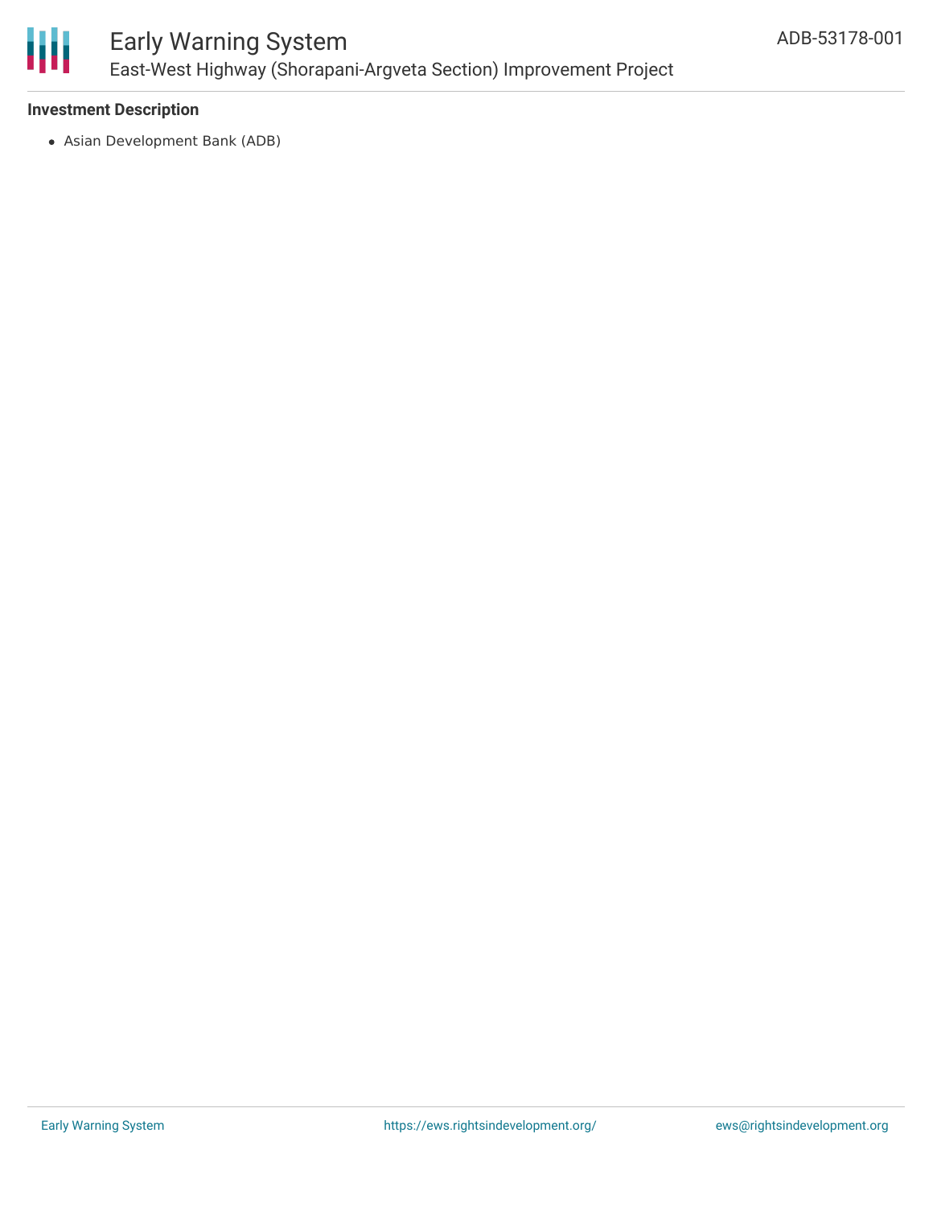### Investment Description

- Asian Development Bank (ADB)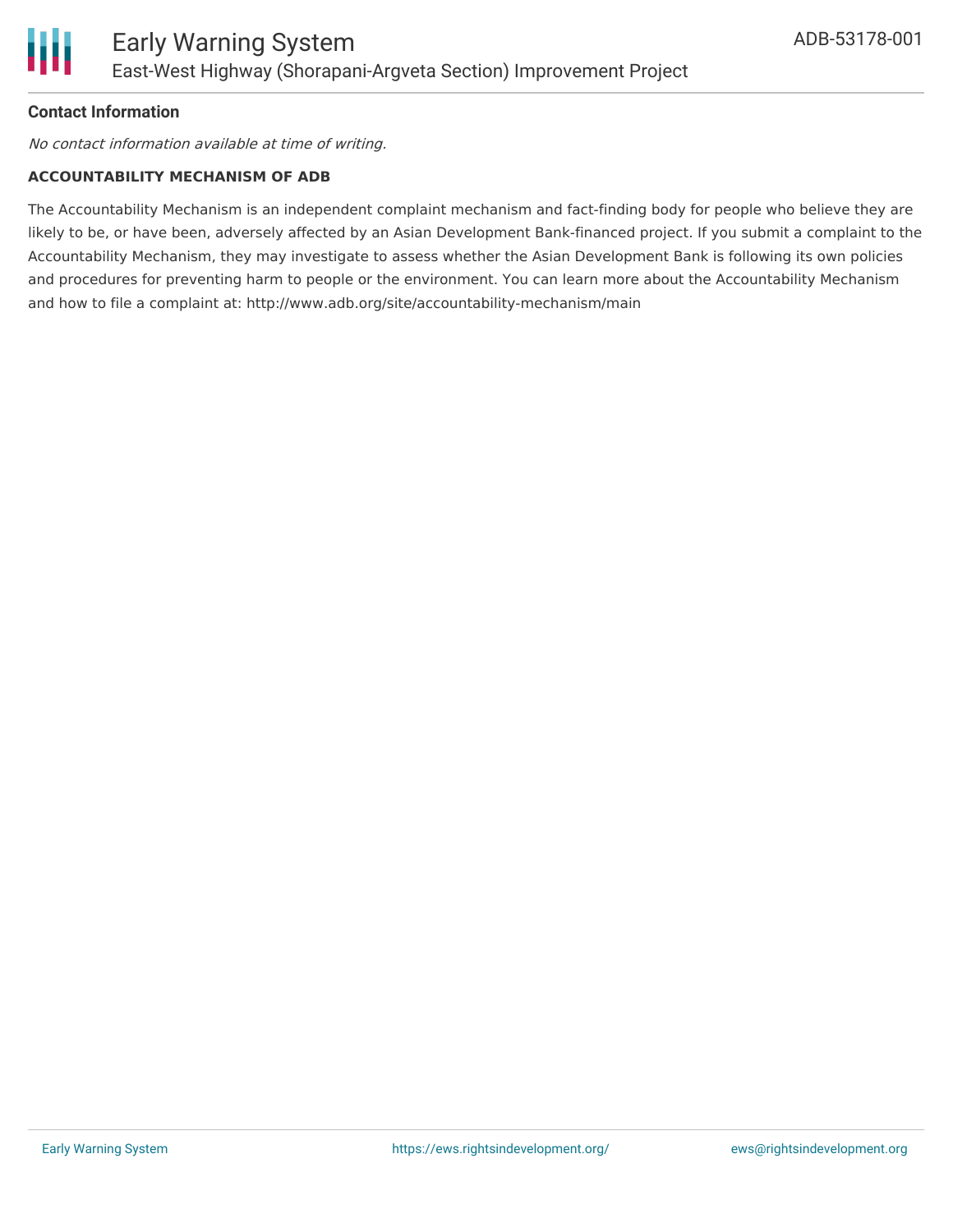## Contact Information

*No contact information available at time of writing.*

**ACCOUNTABILITY MECHANISM OF ADB**

The Accountability Mechanism is an independent complaint mechanism and fact-finding body for people who believe they are likely to be, or have been, adversely affected by an Asian Development Bank-financed project. If you submit a complaint to the Accountability Mechanism, they may investigate to assess whether the Asian Development Bank is following its own policies and procedures for preventing harm to people or the environment. You can learn more about the Accountability Mechanism and how to file a complaint at: http://www.adb.org/site/accountability-mechanism/main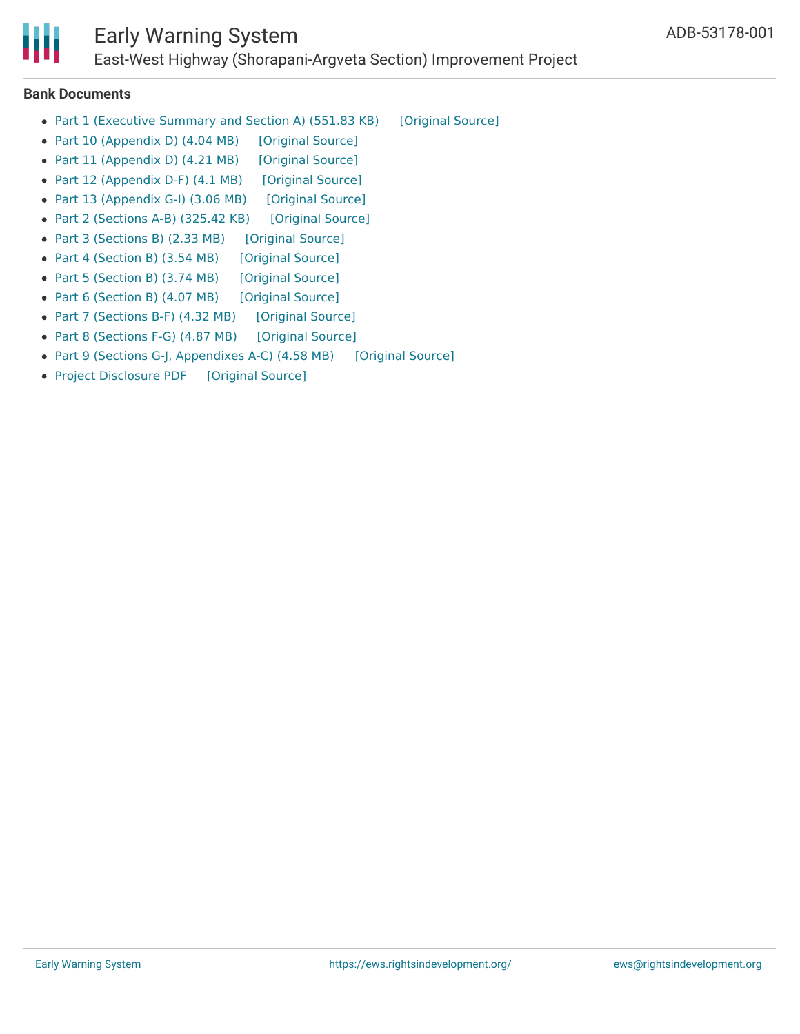### Bank Documents

- Part 1 (Executive Summary and Section A) (551.83 KB) [Original Source]
- Part 10 (Appendix D) (4.04 MB) [Original Source]
- Part 11 (Appendix D) (4.21 MB) [Original Source]
- Part 12 (Appendix D-F) (4.1 MB) [Original Source]
- Part 13 (Appendix G-I) (3.06 MB) [Original Source]
- Part 2 (Sections A-B) (325.42 KB) [Original Source]
- Part 3 (Sections B) (2.33 MB) [Original Source]
- Part 4 (Section B) (3.54 MB) [Original Source]
- Part 5 (Section B) (3.74 MB) [Original Source]
- Part 6 (Section B) (4.07 MB) [Original Source]
- Part 7 (Sections B-F) (4.32 MB) [Original Source]
- Part 8 (Sections F-G) (4.87 MB) [Original Source]
- Part 9 (Sections G-J, Appendixes A-C) (4.58 MB) [Original Source]
- Project Disclosure PDF [Original Source]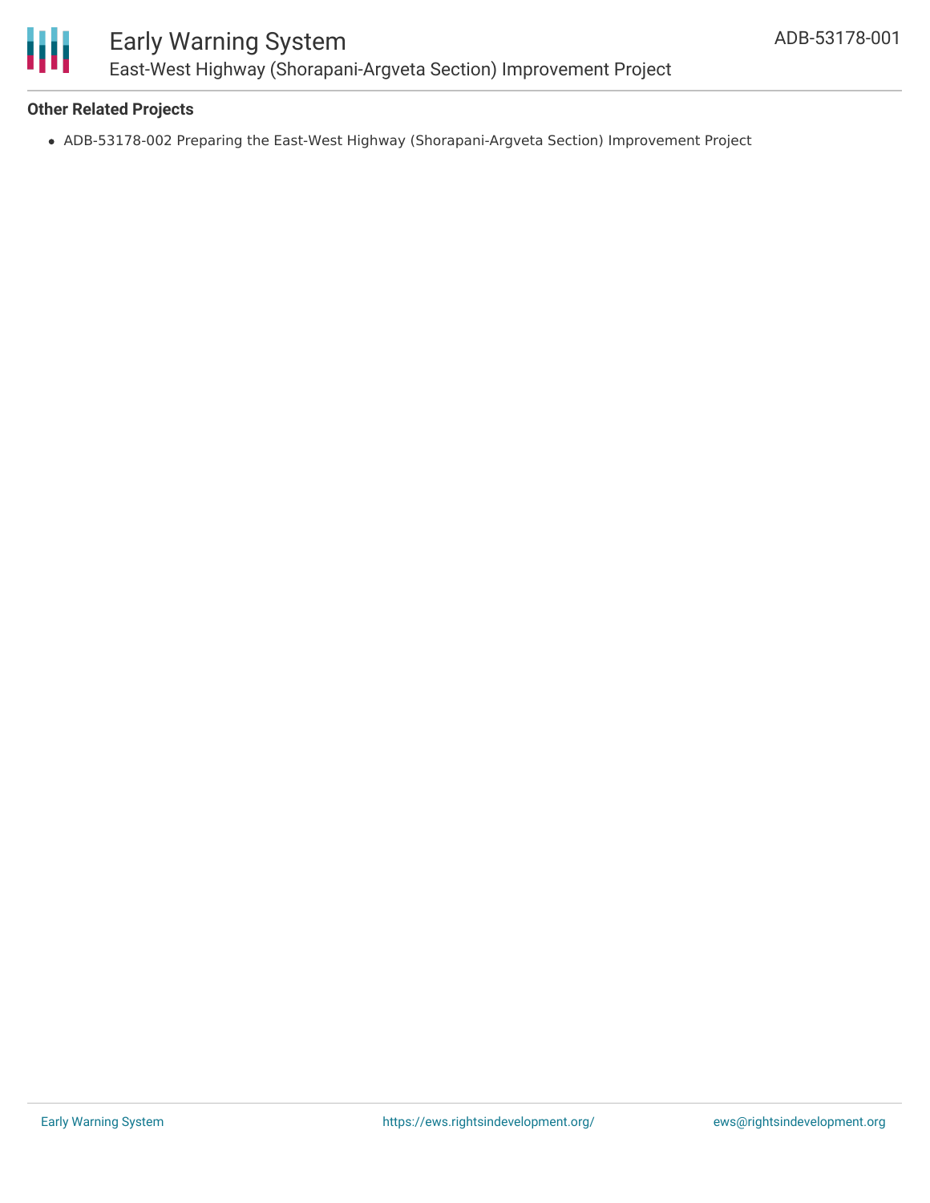**Other Related Projects**

- ADB-53178-002 Preparing the East-West Highway (Shorapani-Argveta Section) Improvement Project